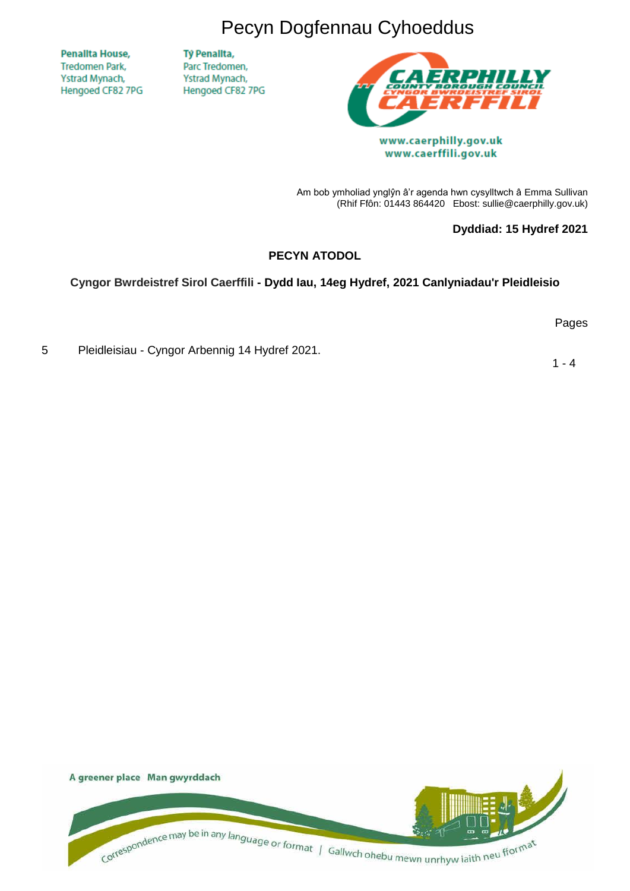# Pecyn Dogfennau Cyhoeddus

**Penallta House,**
Tredomen Park,
Ystrad Mynach,
Hengoed CF82 7PG

**Tŷ Penallta,**
Parc Tredomen,
Ystrad Mynach,
Hengoed CF82 7PG

www.caerphilly.gov.uk
www.caerffili.gov.uk

Am bob ymholiad ynglŷn â'r agenda hwn cysylltwch â Emma Sullivan
(Rhif Ffôn: 01443 864420 Ebost: sullie@caerphilly.gov.uk)

**Dyddiad: 15 Hydref 2021**

**PECYN ATODOL**

**Cyngor Bwrdeistref Sirol Caerffili - Dydd Iau, 14eg Hydref, 2021 Canlyniadau'r Pleidleisio**

| | | Pages |
|---|---|---|
| 5 | Pleidleisiau - Cyngor Arbennig 14 Hydref 2021. | 1 - 4 |

A greener place Man gwyrddach

Correspondence may be in any language or format | Gallwch ohebu mewn unrhyw iaith neu fformat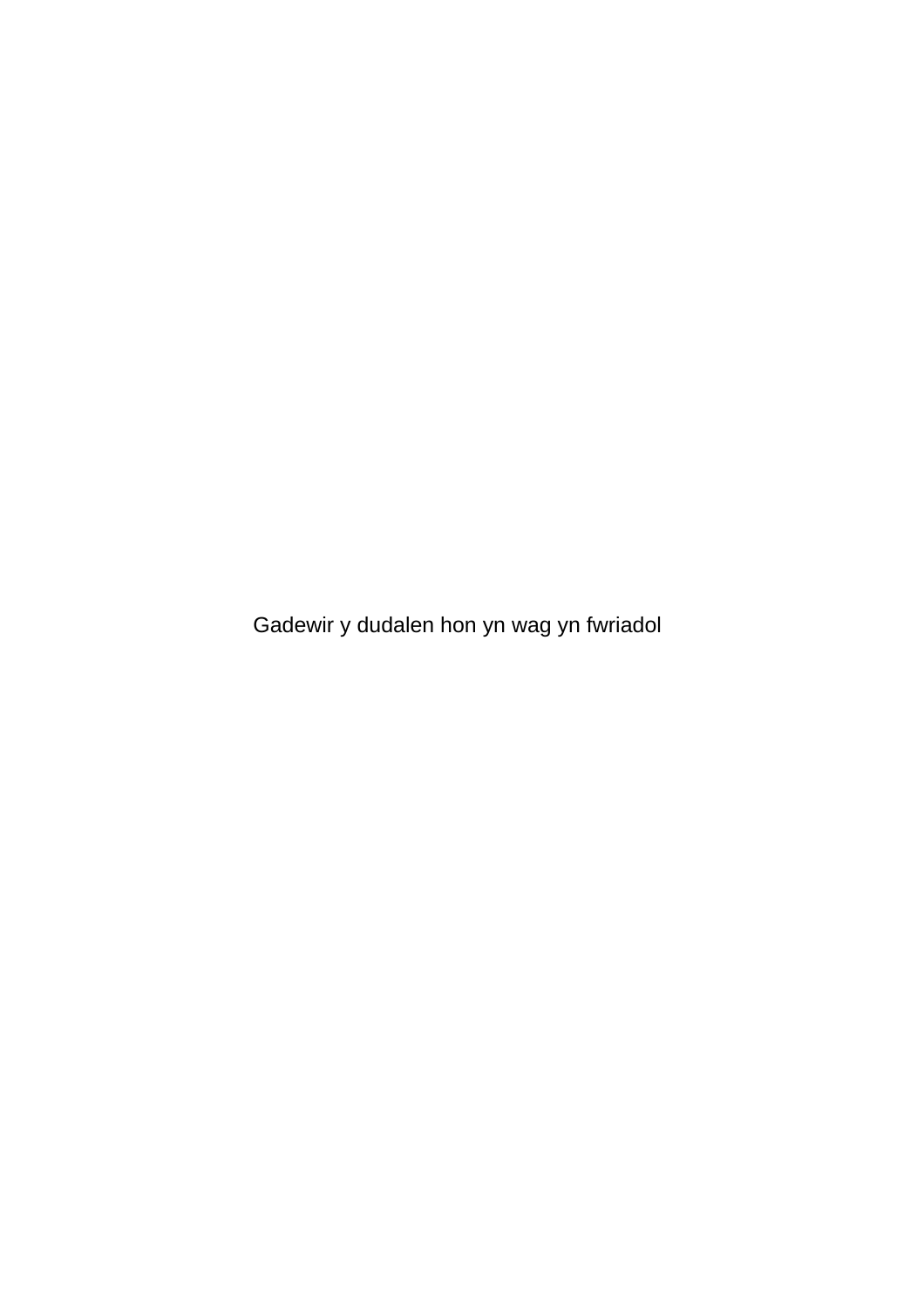Gadewir y dudalen hon yn wag yn fwriadol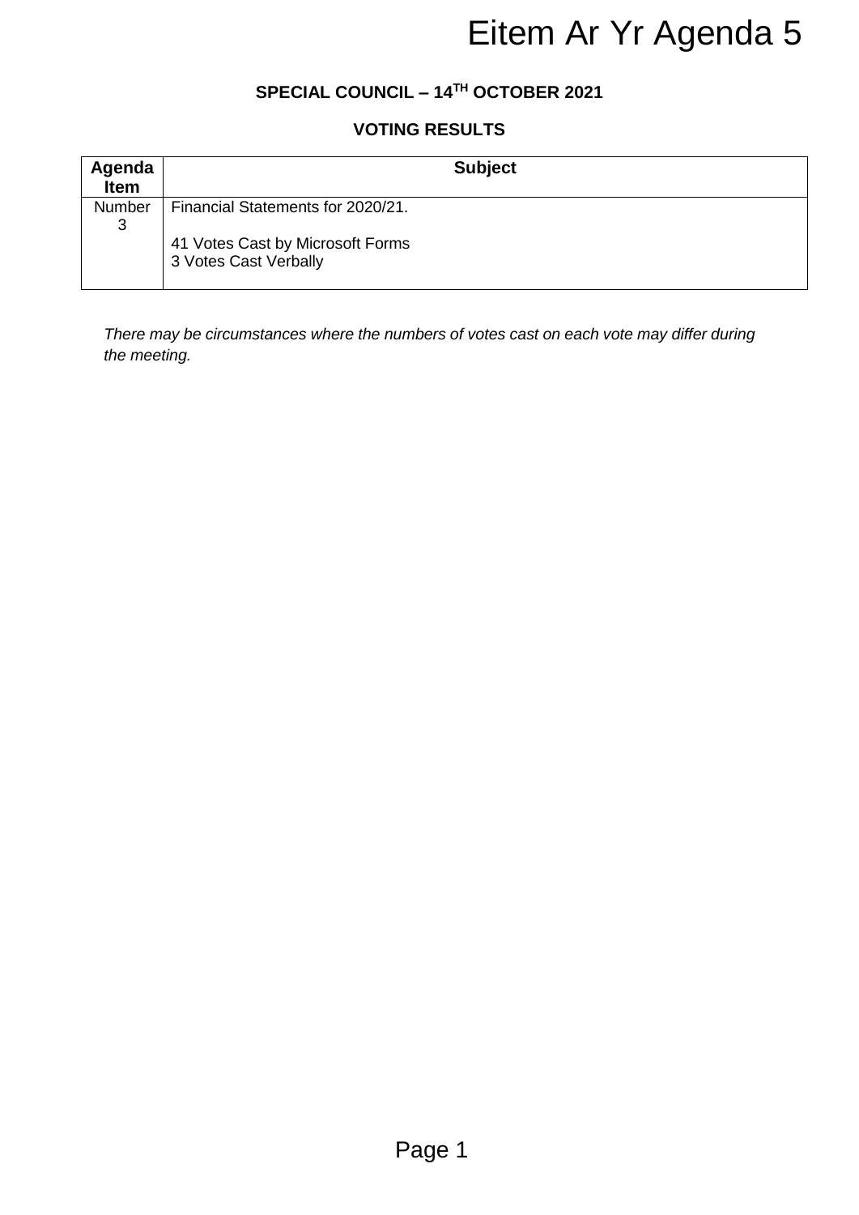# Eitem Ar Yr Agenda 5

**SPECIAL COUNCIL – 14TH OCTOBER 2021**

**VOTING RESULTS**

| Agenda Item | Subject |
|---|---|
| Number 3 | Financial Statements for 2020/21.<br><br>41 Votes Cast by Microsoft Forms<br>3 Votes Cast Verbally |

*There may be circumstances where the numbers of votes cast on each vote may differ during the meeting.*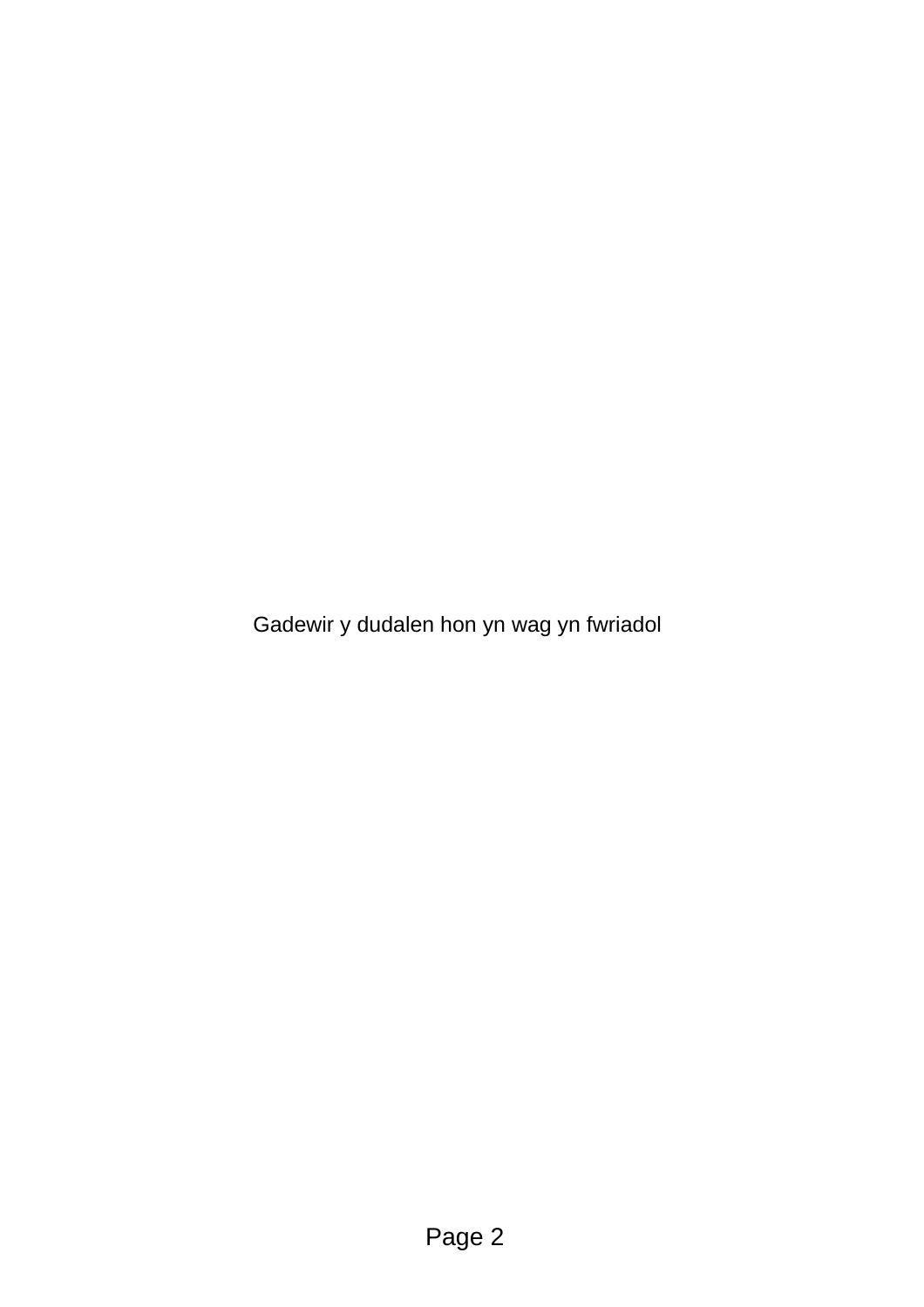Gadewir y dudalen hon yn wag yn fwriadol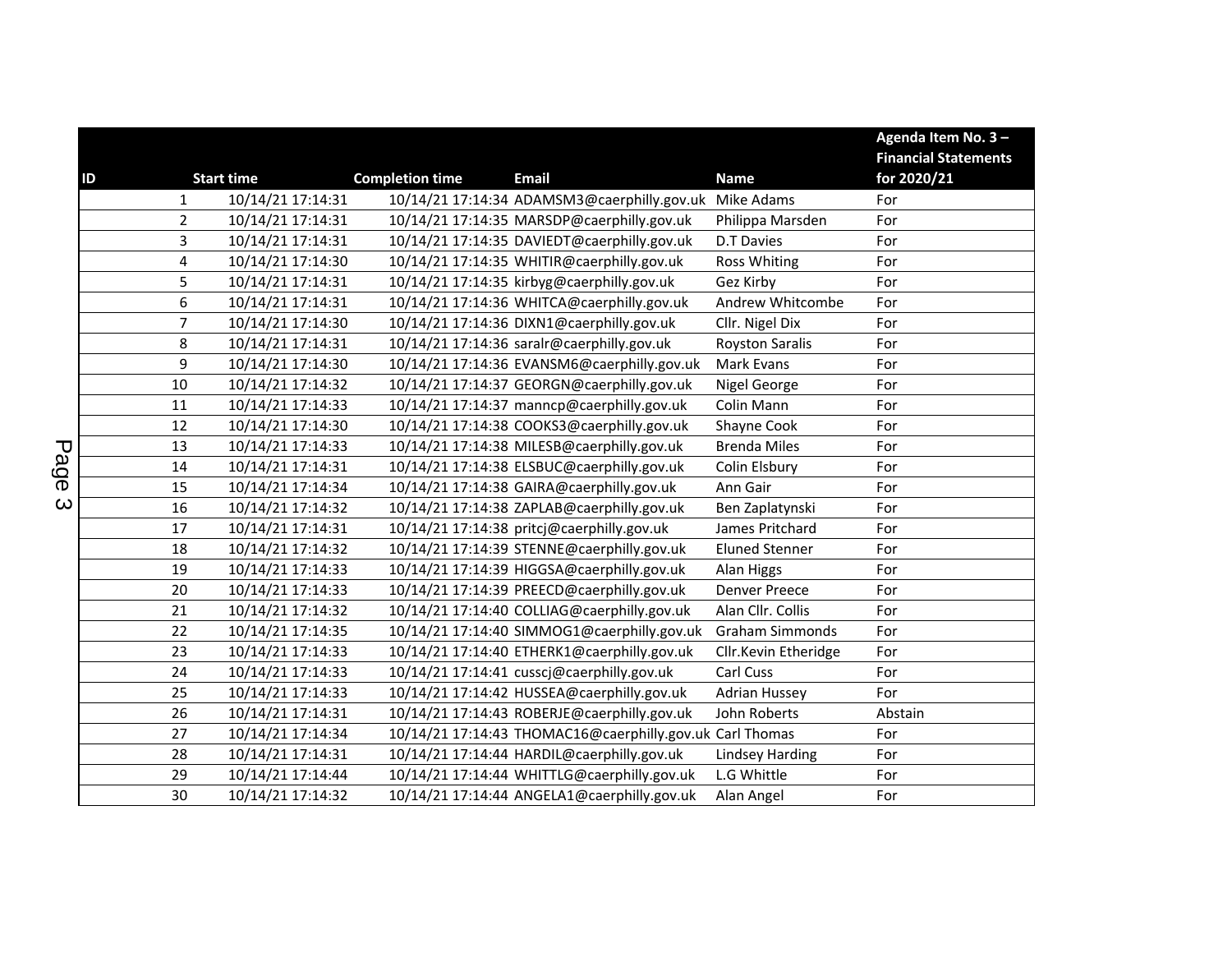| ID | Start time | Completion time | Email | Name | Agenda Item No. 3 – Financial Statements for 2020/21 |
|---|---|---|---|---|---|
| 1 | 10/14/21 17:14:31 | 10/14/21 17:14:34 | ADAMSM3@caerphilly.gov.uk | Mike Adams | For |
| 2 | 10/14/21 17:14:31 | 10/14/21 17:14:35 | MARSDP@caerphilly.gov.uk | Philippa Marsden | For |
| 3 | 10/14/21 17:14:31 | 10/14/21 17:14:35 | DAVIEDT@caerphilly.gov.uk | D.T Davies | For |
| 4 | 10/14/21 17:14:30 | 10/14/21 17:14:35 | WHITIR@caerphilly.gov.uk | Ross Whiting | For |
| 5 | 10/14/21 17:14:31 | 10/14/21 17:14:35 | kirbyg@caerphilly.gov.uk | Gez Kirby | For |
| 6 | 10/14/21 17:14:31 | 10/14/21 17:14:36 | WHITCA@caerphilly.gov.uk | Andrew Whitcombe | For |
| 7 | 10/14/21 17:14:30 | 10/14/21 17:14:36 | DIXN1@caerphilly.gov.uk | Cllr. Nigel Dix | For |
| 8 | 10/14/21 17:14:31 | 10/14/21 17:14:36 | saralr@caerphilly.gov.uk | Royston Saralis | For |
| 9 | 10/14/21 17:14:30 | 10/14/21 17:14:36 | EVANSM6@caerphilly.gov.uk | Mark Evans | For |
| 10 | 10/14/21 17:14:32 | 10/14/21 17:14:37 | GEORGN@caerphilly.gov.uk | Nigel George | For |
| 11 | 10/14/21 17:14:33 | 10/14/21 17:14:37 | manncp@caerphilly.gov.uk | Colin Mann | For |
| 12 | 10/14/21 17:14:30 | 10/14/21 17:14:38 | COOKS3@caerphilly.gov.uk | Shayne Cook | For |
| 13 | 10/14/21 17:14:33 | 10/14/21 17:14:38 | MILESB@caerphilly.gov.uk | Brenda Miles | For |
| 14 | 10/14/21 17:14:31 | 10/14/21 17:14:38 | ELSBUC@caerphilly.gov.uk | Colin Elsbury | For |
| 15 | 10/14/21 17:14:34 | 10/14/21 17:14:38 | GAIRA@caerphilly.gov.uk | Ann Gair | For |
| 16 | 10/14/21 17:14:32 | 10/14/21 17:14:38 | ZAPLAB@caerphilly.gov.uk | Ben Zaplatynski | For |
| 17 | 10/14/21 17:14:31 | 10/14/21 17:14:38 | pritcj@caerphilly.gov.uk | James Pritchard | For |
| 18 | 10/14/21 17:14:32 | 10/14/21 17:14:39 | STENNE@caerphilly.gov.uk | Eluned Stenner | For |
| 19 | 10/14/21 17:14:33 | 10/14/21 17:14:39 | HIGGSA@caerphilly.gov.uk | Alan Higgs | For |
| 20 | 10/14/21 17:14:33 | 10/14/21 17:14:39 | PREECD@caerphilly.gov.uk | Denver Preece | For |
| 21 | 10/14/21 17:14:32 | 10/14/21 17:14:40 | COLLIAG@caerphilly.gov.uk | Alan Cllr. Collis | For |
| 22 | 10/14/21 17:14:35 | 10/14/21 17:14:40 | SIMMOG1@caerphilly.gov.uk | Graham Simmonds | For |
| 23 | 10/14/21 17:14:33 | 10/14/21 17:14:40 | ETHERK1@caerphilly.gov.uk | Cllr.Kevin Etheridge | For |
| 24 | 10/14/21 17:14:33 | 10/14/21 17:14:41 | cusscj@caerphilly.gov.uk | Carl Cuss | For |
| 25 | 10/14/21 17:14:33 | 10/14/21 17:14:42 | HUSSEA@caerphilly.gov.uk | Adrian Hussey | For |
| 26 | 10/14/21 17:14:31 | 10/14/21 17:14:43 | ROBERJE@caerphilly.gov.uk | John Roberts | Abstain |
| 27 | 10/14/21 17:14:34 | 10/14/21 17:14:43 | THOMAC16@caerphilly.gov.uk | Carl Thomas | For |
| 28 | 10/14/21 17:14:31 | 10/14/21 17:14:44 | HARDIL@caerphilly.gov.uk | Lindsey Harding | For |
| 29 | 10/14/21 17:14:44 | 10/14/21 17:14:44 | WHITTLG@caerphilly.gov.uk | L.G Whittle | For |
| 30 | 10/14/21 17:14:32 | 10/14/21 17:14:44 | ANGELA1@caerphilly.gov.uk | Alan Angel | For |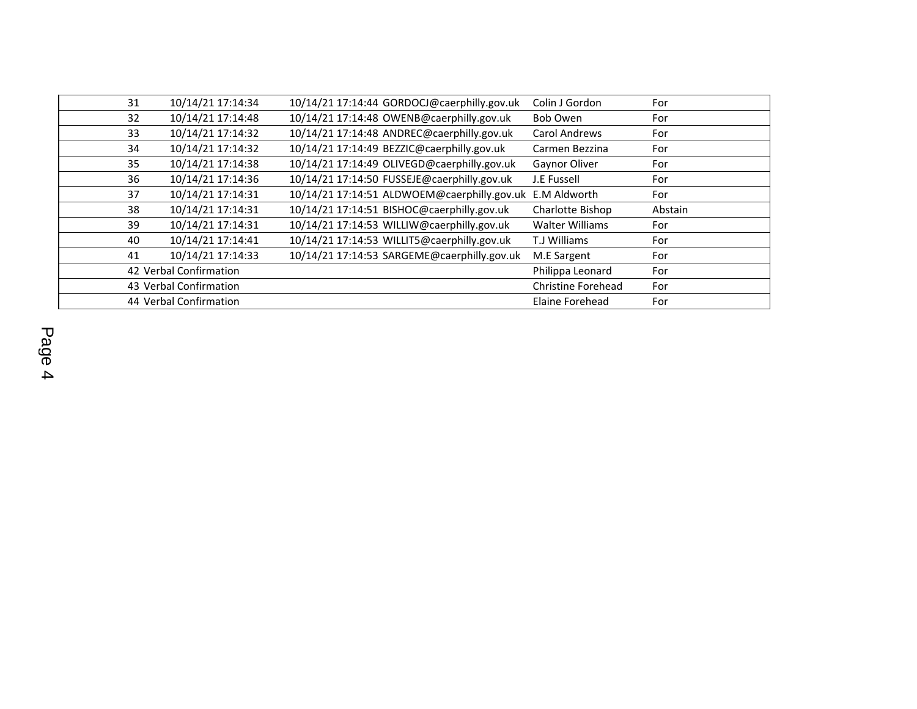| | | | | | |
|---|---|---|---|---|---|
| 31 | 10/14/21 17:14:34 | 10/14/21 17:14:44 | GORDOCJ@caerphilly.gov.uk | Colin J Gordon | For |
| 32 | 10/14/21 17:14:48 | 10/14/21 17:14:48 | OWENB@caerphilly.gov.uk | Bob Owen | For |
| 33 | 10/14/21 17:14:32 | 10/14/21 17:14:48 | ANDREC@caerphilly.gov.uk | Carol Andrews | For |
| 34 | 10/14/21 17:14:32 | 10/14/21 17:14:49 | BEZZIC@caerphilly.gov.uk | Carmen Bezzina | For |
| 35 | 10/14/21 17:14:38 | 10/14/21 17:14:49 | OLIVEGD@caerphilly.gov.uk | Gaynor Oliver | For |
| 36 | 10/14/21 17:14:36 | 10/14/21 17:14:50 | FUSSEJE@caerphilly.gov.uk | J.E Fussell | For |
| 37 | 10/14/21 17:14:31 | 10/14/21 17:14:51 | ALDWOEM@caerphilly.gov.uk | E.M Aldworth | For |
| 38 | 10/14/21 17:14:31 | 10/14/21 17:14:51 | BISHOC@caerphilly.gov.uk | Charlotte Bishop | Abstain |
| 39 | 10/14/21 17:14:31 | 10/14/21 17:14:53 | WILLIW@caerphilly.gov.uk | Walter Williams | For |
| 40 | 10/14/21 17:14:41 | 10/14/21 17:14:53 | WILLIT5@caerphilly.gov.uk | T.J Williams | For |
| 41 | 10/14/21 17:14:33 | 10/14/21 17:14:53 | SARGEME@caerphilly.gov.uk | M.E Sargent | For |
| 42 | Verbal Confirmation | | | Philippa Leonard | For |
| 43 | Verbal Confirmation | | | Christine Forehead | For |
| 44 | Verbal Confirmation | | | Elaine Forehead | For |